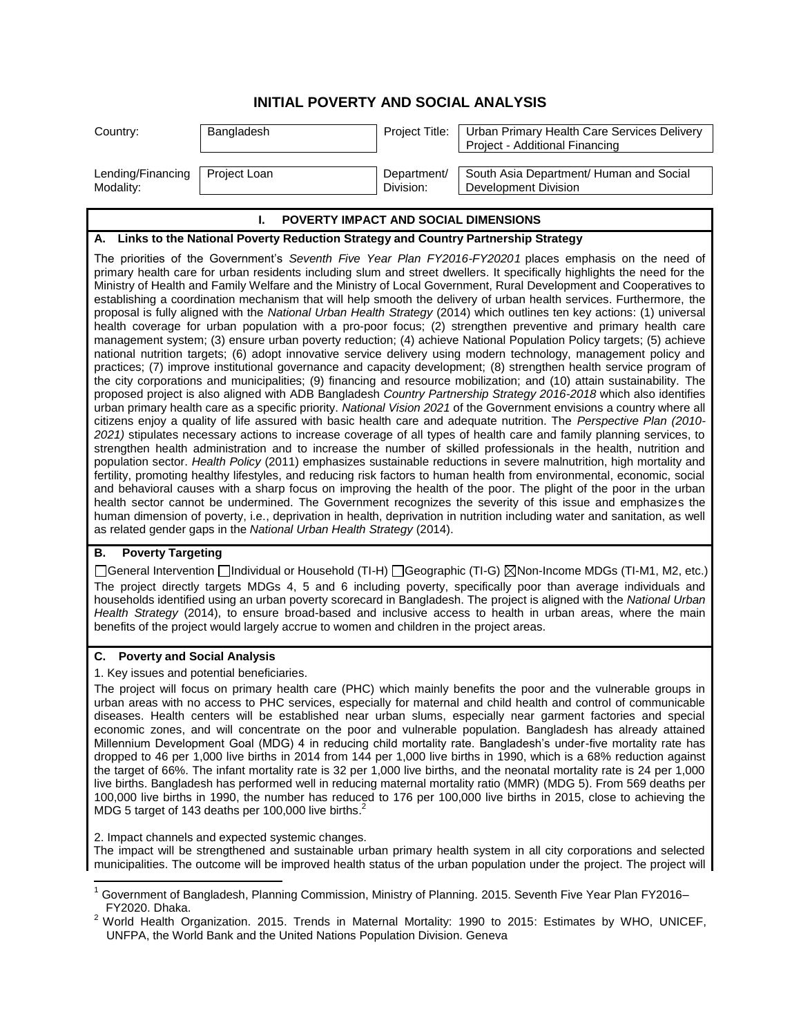# INITIAL POVERTY AND SOCIAL ANALYSIS

| Country: | Bangladesh | Project Title: | Urban Primary Health Care Services Delivery Project - Additional Financing |
|---|---|---|---|
| Lending/Financing Modality: | Project Loan | Department/ Division: | South Asia Department/ Human and Social Development Division |

## I. POVERTY IMPACT AND SOCIAL DIMENSIONS

### A. Links to the National Poverty Reduction Strategy and Country Partnership Strategy

The priorities of the Government's *Seventh Five Year Plan FY2016-FY20201* places emphasis on the need of primary health care for urban residents including slum and street dwellers. It specifically highlights the need for the Ministry of Health and Family Welfare and the Ministry of Local Government, Rural Development and Cooperatives to establishing a coordination mechanism that will help smooth the delivery of urban health services. Furthermore, the proposal is fully aligned with the *National Urban Health Strategy* (2014) which outlines ten key actions: (1) universal health coverage for urban population with a pro-poor focus; (2) strengthen preventive and primary health care management system; (3) ensure urban poverty reduction; (4) achieve National Population Policy targets; (5) achieve national nutrition targets; (6) adopt innovative service delivery using modern technology, management policy and practices; (7) improve institutional governance and capacity development; (8) strengthen health service program of the city corporations and municipalities; (9) financing and resource mobilization; and (10) attain sustainability. The proposed project is also aligned with ADB Bangladesh *Country Partnership Strategy 2016-2018* which also identifies urban primary health care as a specific priority. *National Vision 2021* of the Government envisions a country where all citizens enjoy a quality of life assured with basic health care and adequate nutrition. The *Perspective Plan (2010-2021)* stipulates necessary actions to increase coverage of all types of health care and family planning services, to strengthen health administration and to increase the number of skilled professionals in the health, nutrition and population sector. *Health Policy* (2011) emphasizes sustainable reductions in severe malnutrition, high mortality and fertility, promoting healthy lifestyles, and reducing risk factors to human health from environmental, economic, social and behavioral causes with a sharp focus on improving the health of the poor. The plight of the poor in the urban health sector cannot be undermined. The Government recognizes the severity of this issue and emphasizes the human dimension of poverty, i.e., deprivation in health, deprivation in nutrition including water and sanitation, as well as related gender gaps in the *National Urban Health Strategy* (2014).

### B. Poverty Targeting

☐General Intervention ☐Individual or Household (TI-H) ☐Geographic (TI-G) ☒Non-Income MDGs (TI-M1, M2, etc.)

The project directly targets MDGs 4, 5 and 6 including poverty, specifically poor than average individuals and households identified using an urban poverty scorecard in Bangladesh. The project is aligned with the *National Urban Health Strategy* (2014), to ensure broad-based and inclusive access to health in urban areas, where the main benefits of the project would largely accrue to women and children in the project areas.

### C. Poverty and Social Analysis

1. Key issues and potential beneficiaries.

The project will focus on primary health care (PHC) which mainly benefits the poor and the vulnerable groups in urban areas with no access to PHC services, especially for maternal and child health and control of communicable diseases. Health centers will be established near urban slums, especially near garment factories and special economic zones, and will concentrate on the poor and vulnerable population. Bangladesh has already attained Millennium Development Goal (MDG) 4 in reducing child mortality rate. Bangladesh's under-five mortality rate has dropped to 46 per 1,000 live births in 2014 from 144 per 1,000 live births in 1990, which is a 68% reduction against the target of 66%. The infant mortality rate is 32 per 1,000 live births, and the neonatal mortality rate is 24 per 1,000 live births. Bangladesh has performed well in reducing maternal mortality ratio (MMR) (MDG 5). From 569 deaths per 100,000 live births in 1990, the number has reduced to 176 per 100,000 live births in 2015, close to achieving the MDG 5 target of 143 deaths per 100,000 live births.[2]

2. Impact channels and expected systemic changes.

The impact will be strengthened and sustainable urban primary health system in all city corporations and selected municipalities. The outcome will be improved health status of the urban population under the project. The project will

---

[1] Government of Bangladesh, Planning Commission, Ministry of Planning. 2015. Seventh Five Year Plan FY2016–FY2020. Dhaka.

[2] World Health Organization. 2015. Trends in Maternal Mortality: 1990 to 2015: Estimates by WHO, UNICEF, UNFPA, the World Bank and the United Nations Population Division. Geneva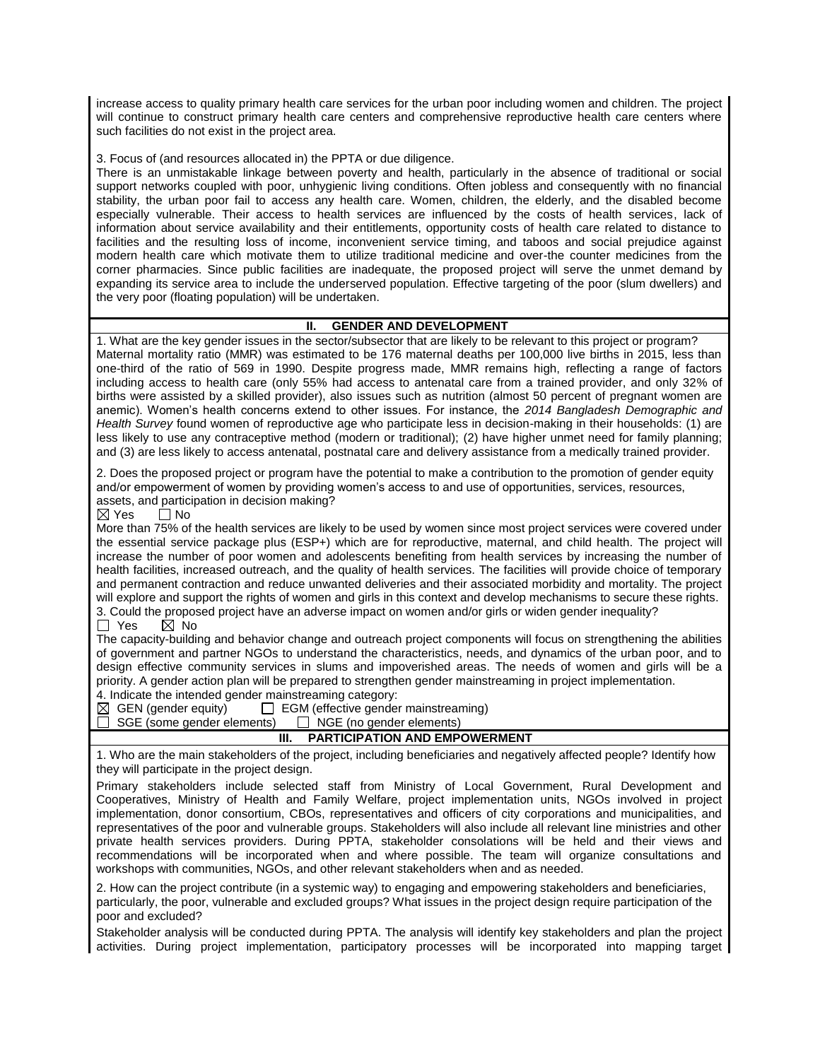increase access to quality primary health care services for the urban poor including women and children. The project will continue to construct primary health care centers and comprehensive reproductive health care centers where such facilities do not exist in the project area.

3. Focus of (and resources allocated in) the PPTA or due diligence.

There is an unmistakable linkage between poverty and health, particularly in the absence of traditional or social support networks coupled with poor, unhygienic living conditions. Often jobless and consequently with no financial stability, the urban poor fail to access any health care. Women, children, the elderly, and the disabled become especially vulnerable. Their access to health services are influenced by the costs of health services, lack of information about service availability and their entitlements, opportunity costs of health care related to distance to facilities and the resulting loss of income, inconvenient service timing, and taboos and social prejudice against modern health care which motivate them to utilize traditional medicine and over-the counter medicines from the corner pharmacies. Since public facilities are inadequate, the proposed project will serve the unmet demand by expanding its service area to include the underserved population. Effective targeting of the poor (slum dwellers) and the very poor (floating population) will be undertaken.

## II. GENDER AND DEVELOPMENT

1. What are the key gender issues in the sector/subsector that are likely to be relevant to this project or program?

Maternal mortality ratio (MMR) was estimated to be 176 maternal deaths per 100,000 live births in 2015, less than one-third of the ratio of 569 in 1990. Despite progress made, MMR remains high, reflecting a range of factors including access to health care (only 55% had access to antenatal care from a trained provider, and only 32% of births were assisted by a skilled provider), also issues such as nutrition (almost 50 percent of pregnant women are anemic). Women's health concerns extend to other issues. For instance, the *2014 Bangladesh Demographic and Health Survey* found women of reproductive age who participate less in decision-making in their households: (1) are less likely to use any contraceptive method (modern or traditional); (2) have higher unmet need for family planning; and (3) are less likely to access antenatal, postnatal care and delivery assistance from a medically trained provider.

2. Does the proposed project or program have the potential to make a contribution to the promotion of gender equity and/or empowerment of women by providing women's access to and use of opportunities, services, resources, assets, and participation in decision making?

☒ Yes ☐ No

More than 75% of the health services are likely to be used by women since most project services were covered under the essential service package plus (ESP+) which are for reproductive, maternal, and child health. The project will increase the number of poor women and adolescents benefiting from health services by increasing the number of health facilities, increased outreach, and the quality of health services. The facilities will provide choice of temporary and permanent contraction and reduce unwanted deliveries and their associated morbidity and mortality. The project will explore and support the rights of women and girls in this context and develop mechanisms to secure these rights.

3. Could the proposed project have an adverse impact on women and/or girls or widen gender inequality?

☐ Yes ☒ No

The capacity-building and behavior change and outreach project components will focus on strengthening the abilities of government and partner NGOs to understand the characteristics, needs, and dynamics of the urban poor, and to design effective community services in slums and impoverished areas. The needs of women and girls will be a priority. A gender action plan will be prepared to strengthen gender mainstreaming in project implementation.

4. Indicate the intended gender mainstreaming category:

☒ GEN (gender equity) ☐ EGM (effective gender mainstreaming)
☐ SGE (some gender elements) ☐ NGE (no gender elements)

## III. PARTICIPATION AND EMPOWERMENT

1. Who are the main stakeholders of the project, including beneficiaries and negatively affected people? Identify how they will participate in the project design.

Primary stakeholders include selected staff from Ministry of Local Government, Rural Development and Cooperatives, Ministry of Health and Family Welfare, project implementation units, NGOs involved in project implementation, donor consortium, CBOs, representatives and officers of city corporations and municipalities, and representatives of the poor and vulnerable groups. Stakeholders will also include all relevant line ministries and other private health services providers. During PPTA, stakeholder consolations will be held and their views and recommendations will be incorporated when and where possible. The team will organize consultations and workshops with communities, NGOs, and other relevant stakeholders when and as needed.

2. How can the project contribute (in a systemic way) to engaging and empowering stakeholders and beneficiaries, particularly, the poor, vulnerable and excluded groups? What issues in the project design require participation of the poor and excluded?

Stakeholder analysis will be conducted during PPTA. The analysis will identify key stakeholders and plan the project activities. During project implementation, participatory processes will be incorporated into mapping target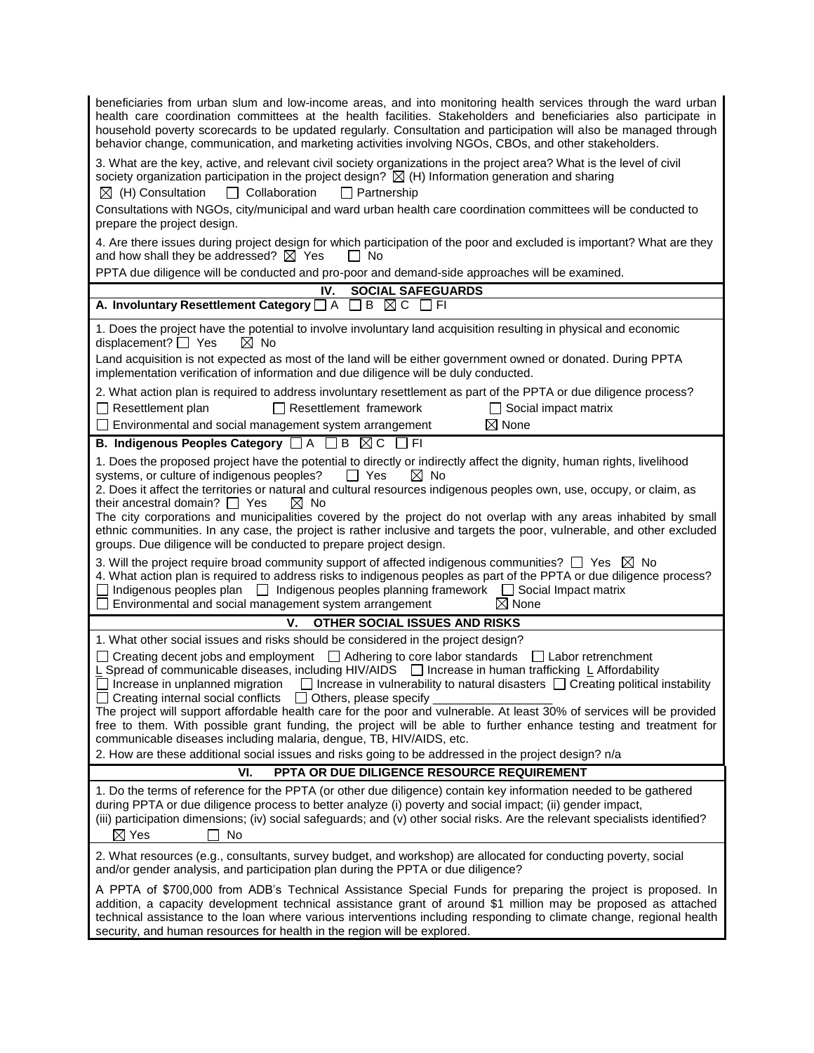beneficiaries from urban slum and low-income areas, and into monitoring health services through the ward urban health care coordination committees at the health facilities. Stakeholders and beneficiaries also participate in household poverty scorecards to be updated regularly. Consultation and participation will also be managed through behavior change, communication, and marketing activities involving NGOs, CBOs, and other stakeholders.

3. What are the key, active, and relevant civil society organizations in the project area? What is the level of civil society organization participation in the project design? ☒ (H) Information generation and sharing
☒ (H) Consultation ☐ Collaboration ☐ Partnership

Consultations with NGOs, city/municipal and ward urban health care coordination committees will be conducted to prepare the project design.

4. Are there issues during project design for which participation of the poor and excluded is important? What are they and how shall they be addressed? ☒ Yes ☐ No

PPTA due diligence will be conducted and pro-poor and demand-side approaches will be examined.

## IV. SOCIAL SAFEGUARDS

**A. Involuntary Resettlement Category** ☐ A ☐ B ☒ C ☐ FI

1. Does the project have the potential to involve involuntary land acquisition resulting in physical and economic displacement? ☐ Yes ☒ No

Land acquisition is not expected as most of the land will be either government owned or donated. During PPTA implementation verification of information and due diligence will be duly conducted.

2. What action plan is required to address involuntary resettlement as part of the PPTA or due diligence process?
☐ Resettlement plan ☐ Resettlement framework ☐ Social impact matrix
☐ Environmental and social management system arrangement ☒ None

**B. Indigenous Peoples Category** ☐ A ☐ B ☒ C ☐ FI

1. Does the proposed project have the potential to directly or indirectly affect the dignity, human rights, livelihood systems, or culture of indigenous peoples? ☐ Yes ☒ No
2. Does it affect the territories or natural and cultural resources indigenous peoples own, use, occupy, or claim, as their ancestral domain? ☐ Yes ☒ No
The city corporations and municipalities covered by the project do not overlap with any areas inhabited by small ethnic communities. In any case, the project is rather inclusive and targets the poor, vulnerable, and other excluded groups. Due diligence will be conducted to prepare project design.

3. Will the project require broad community support of affected indigenous communities? ☐ Yes ☒ No
4. What action plan is required to address risks to indigenous peoples as part of the PPTA or due diligence process?
☐ Indigenous peoples plan ☐ Indigenous peoples planning framework ☐ Social Impact matrix
☐ Environmental and social management system arrangement ☒ None

## V. OTHER SOCIAL ISSUES AND RISKS

1. What other social issues and risks should be considered in the project design?
☐ Creating decent jobs and employment ☐ Adhering to core labor standards ☐ Labor retrenchment
L Spread of communicable diseases, including HIV/AIDS ☐ Increase in human trafficking L Affordability
☐ Increase in unplanned migration ☐ Increase in vulnerability to natural disasters ☐ Creating political instability
☐ Creating internal social conflicts ☐ Others, please specify __________________
The project will support affordable health care for the poor and vulnerable. At least 30% of services will be provided free to them. With possible grant funding, the project will be able to further enhance testing and treatment for communicable diseases including malaria, dengue, TB, HIV/AIDS, etc.
2. How are these additional social issues and risks going to be addressed in the project design? n/a

## VI. PPTA OR DUE DILIGENCE RESOURCE REQUIREMENT

1. Do the terms of reference for the PPTA (or other due diligence) contain key information needed to be gathered during PPTA or due diligence process to better analyze (i) poverty and social impact; (ii) gender impact, (iii) participation dimensions; (iv) social safeguards; and (v) other social risks. Are the relevant specialists identified?
☒ Yes ☐ No

2. What resources (e.g., consultants, survey budget, and workshop) are allocated for conducting poverty, social and/or gender analysis, and participation plan during the PPTA or due diligence?

A PPTA of $700,000 from ADB's Technical Assistance Special Funds for preparing the project is proposed. In addition, a capacity development technical assistance grant of around $1 million may be proposed as attached technical assistance to the loan where various interventions including responding to climate change, regional health security, and human resources for health in the region will be explored.